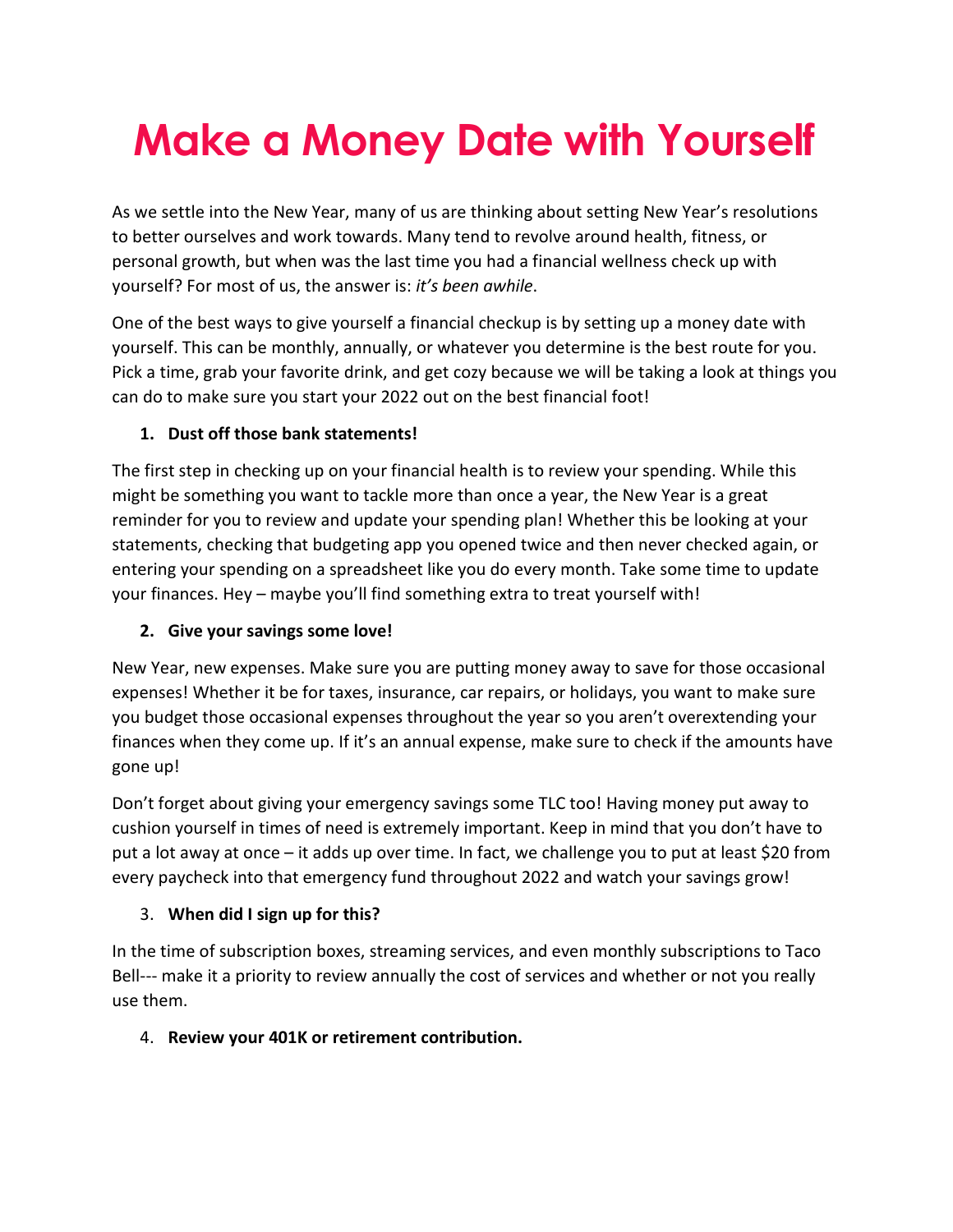# Make a Money Date with Yourself

As we settle into the New Year, many of us are thinking about setting New Year's resolutions to better ourselves and work towards. Many tend to revolve around health, fitness, or personal growth, but when was the last time you had a financial wellness check up with yourself? For most of us, the answer is: *it's been awhile*.

One of the best ways to give yourself a financial checkup is by setting up a money date with yourself. This can be monthly, annually, or whatever you determine is the best route for you. Pick a time, grab your favorite drink, and get cozy because we will be taking a look at things you can do to make sure you start your 2022 out on the best financial foot!

1. **Dust off those bank statements!**

The first step in checking up on your financial health is to review your spending. While this might be something you want to tackle more than once a year, the New Year is a great reminder for you to review and update your spending plan! Whether this be looking at your statements, checking that budgeting app you opened twice and then never checked again, or entering your spending on a spreadsheet like you do every month. Take some time to update your finances. Hey – maybe you'll find something extra to treat yourself with!

2. **Give your savings some love!**

New Year, new expenses. Make sure you are putting money away to save for those occasional expenses! Whether it be for taxes, insurance, car repairs, or holidays, you want to make sure you budget those occasional expenses throughout the year so you aren't overextending your finances when they come up. If it's an annual expense, make sure to check if the amounts have gone up!

Don't forget about giving your emergency savings some TLC too! Having money put away to cushion yourself in times of need is extremely important. Keep in mind that you don't have to put a lot away at once – it adds up over time. In fact, we challenge you to put at least $20 from every paycheck into that emergency fund throughout 2022 and watch your savings grow!

3. **When did I sign up for this?**

In the time of subscription boxes, streaming services, and even monthly subscriptions to Taco Bell--- make it a priority to review annually the cost of services and whether or not you really use them.

4. **Review your 401K or retirement contribution.**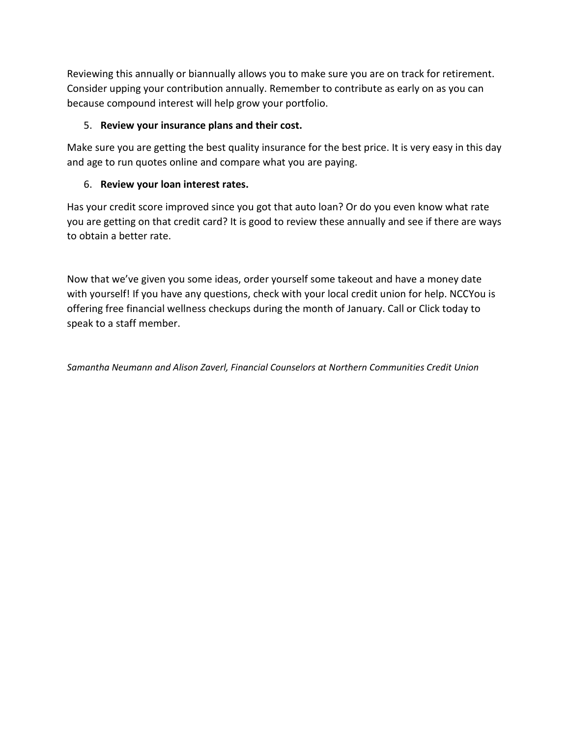Reviewing this annually or biannually allows you to make sure you are on track for retirement. Consider upping your contribution annually. Remember to contribute as early on as you can because compound interest will help grow your portfolio.

5. **Review your insurance plans and their cost.**

Make sure you are getting the best quality insurance for the best price. It is very easy in this day and age to run quotes online and compare what you are paying.

6. **Review your loan interest rates.**

Has your credit score improved since you got that auto loan? Or do you even know what rate you are getting on that credit card? It is good to review these annually and see if there are ways to obtain a better rate.

Now that we've given you some ideas, order yourself some takeout and have a money date with yourself! If you have any questions, check with your local credit union for help. NCCYou is offering free financial wellness checkups during the month of January. Call or Click today to speak to a staff member.

*Samantha Neumann and Alison Zaverl, Financial Counselors at Northern Communities Credit Union*